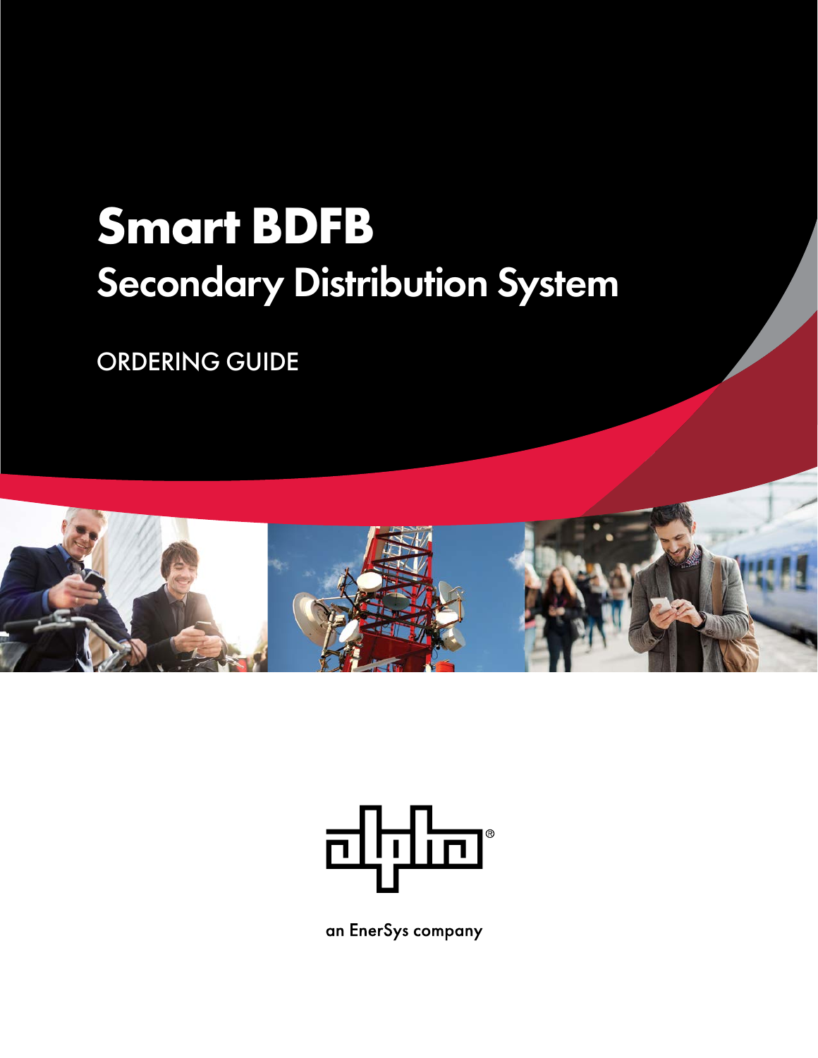# Smart BDFB

## Secondary Distribution System

ORDERING GUIDE

an EnerSys company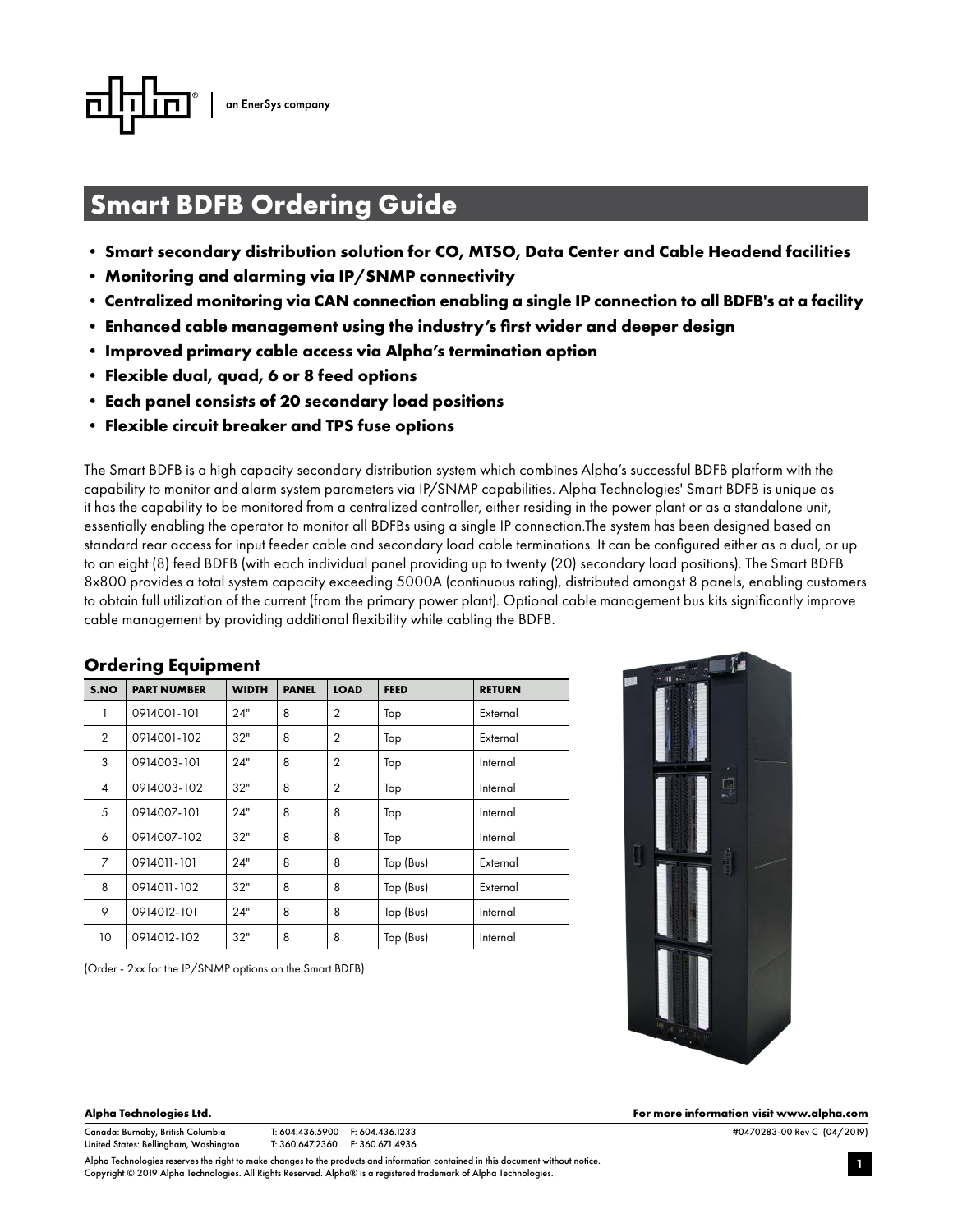an EnerSys company

# Smart BDFB Ordering Guide

- **Smart secondary distribution solution for CO, MTSO, Data Center and Cable Headend facilities**
- **Monitoring and alarming via IP/SNMP connectivity**
- **Centralized monitoring via CAN connection enabling a single IP connection to all BDFB's at a facility**
- **Enhanced cable management using the industry's first wider and deeper design**
- **Improved primary cable access via Alpha's termination option**
- **Flexible dual, quad, 6 or 8 feed options**
- **Each panel consists of 20 secondary load positions**
- **Flexible circuit breaker and TPS fuse options**

The Smart BDFB is a high capacity secondary distribution system which combines Alpha's successful BDFB platform with the capability to monitor and alarm system parameters via IP/SNMP capabilities. Alpha Technologies' Smart BDFB is unique as it has the capability to be monitored from a centralized controller, either residing in the power plant or as a standalone unit, essentially enabling the operator to monitor all BDFBs using a single IP connection.The system has been designed based on standard rear access for input feeder cable and secondary load cable terminations. It can be configured either as a dual, or up to an eight (8) feed BDFB (with each individual panel providing up to twenty (20) secondary load positions). The Smart BDFB 8x800 provides a total system capacity exceeding 5000A (continuous rating), distributed amongst 8 panels, enabling customers to obtain full utilization of the current (from the primary power plant). Optional cable management bus kits significantly improve cable management by providing additional flexibility while cabling the BDFB.

## Ordering Equipment

| S.NO | PART NUMBER | WIDTH | PANEL | LOAD | FEED | RETURN |
|---|---|---|---|---|---|---|
| 1 | 0914001-101 | 24" | 8 | 2 | Top | External |
| 2 | 0914001-102 | 32" | 8 | 2 | Top | External |
| 3 | 0914003-101 | 24" | 8 | 2 | Top | Internal |
| 4 | 0914003-102 | 32" | 8 | 2 | Top | Internal |
| 5 | 0914007-101 | 24" | 8 | 8 | Top | Internal |
| 6 | 0914007-102 | 32" | 8 | 8 | Top | Internal |
| 7 | 0914011-101 | 24" | 8 | 8 | Top (Bus) | External |
| 8 | 0914011-102 | 32" | 8 | 8 | Top (Bus) | External |
| 9 | 0914012-101 | 24" | 8 | 8 | Top (Bus) | Internal |
| 10 | 0914012-102 | 32" | 8 | 8 | Top (Bus) | Internal |

(Order - 2xx for the IP/SNMP options on the Smart BDFB)

**Alpha Technologies Ltd.**

Canada: Burnaby, British Columbia T: 604.436.5900 F: 604.436.1233
United States: Bellingham, Washington T: 360.647.2360 F: 360.671.4936

**For more information visit www.alpha.com**

#0470283-00 Rev C (04/2019)

Alpha Technologies reserves the right to make changes to the products and information contained in this document without notice.
Copyright © 2019 Alpha Technologies. All Rights Reserved. Alpha® is a registered trademark of Alpha Technologies.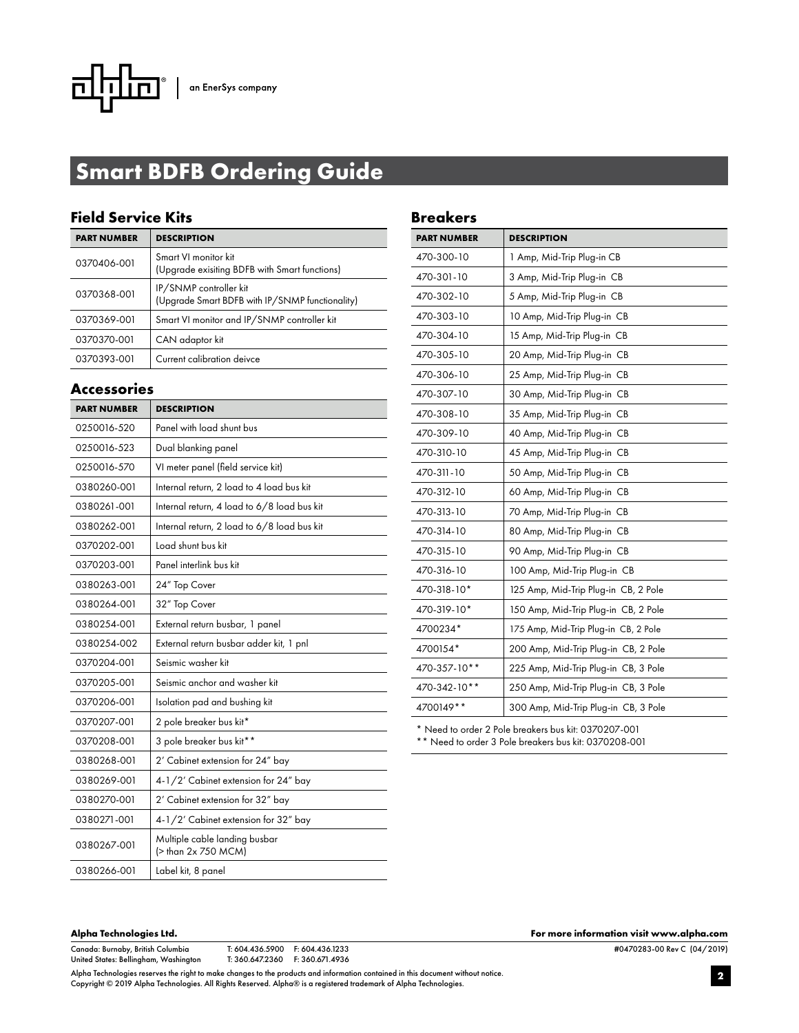an EnerSys company

# Smart BDFB Ordering Guide

## Field Service Kits

| PART NUMBER | DESCRIPTION |
|---|---|
| 0370406-001 | Smart VI monitor kit (Upgrade exisiting BDFB with Smart functions) |
| 0370368-001 | IP/SNMP controller kit (Upgrade Smart BDFB with IP/SNMP functionality) |
| 0370369-001 | Smart VI monitor and IP/SNMP controller kit |
| 0370370-001 | CAN adaptor kit |
| 0370393-001 | Current calibration deivce |

## Accessories

| PART NUMBER | DESCRIPTION |
|---|---|
| 0250016-520 | Panel with load shunt bus |
| 0250016-523 | Dual blanking panel |
| 0250016-570 | VI meter panel (field service kit) |
| 0380260-001 | Internal return, 2 load to 4 load bus kit |
| 0380261-001 | Internal return, 4 load to 6/8 load bus kit |
| 0380262-001 | Internal return, 2 load to 6/8 load bus kit |
| 0370202-001 | Load shunt bus kit |
| 0370203-001 | Panel interlink bus kit |
| 0380263-001 | 24" Top Cover |
| 0380264-001 | 32" Top Cover |
| 0380254-001 | External return busbar, 1 panel |
| 0380254-002 | External return busbar adder kit, 1 pnl |
| 0370204-001 | Seismic washer kit |
| 0370205-001 | Seismic anchor and washer kit |
| 0370206-001 | Isolation pad and bushing kit |
| 0370207-001 | 2 pole breaker bus kit* |
| 0370208-001 | 3 pole breaker bus kit** |
| 0380268-001 | 2' Cabinet extension for 24" bay |
| 0380269-001 | 4-1/2' Cabinet extension for 24" bay |
| 0380270-001 | 2' Cabinet extension for 32" bay |
| 0380271-001 | 4-1/2' Cabinet extension for 32" bay |
| 0380267-001 | Multiple cable landing busbar (> than 2x 750 MCM) |
| 0380266-001 | Label kit, 8 panel |

## Breakers

| PART NUMBER | DESCRIPTION |
|---|---|
| 470-300-10 | 1 Amp, Mid-Trip Plug-in CB |
| 470-301-10 | 3 Amp, Mid-Trip Plug-in CB |
| 470-302-10 | 5 Amp, Mid-Trip Plug-in CB |
| 470-303-10 | 10 Amp, Mid-Trip Plug-in CB |
| 470-304-10 | 15 Amp, Mid-Trip Plug-in CB |
| 470-305-10 | 20 Amp, Mid-Trip Plug-in CB |
| 470-306-10 | 25 Amp, Mid-Trip Plug-in CB |
| 470-307-10 | 30 Amp, Mid-Trip Plug-in CB |
| 470-308-10 | 35 Amp, Mid-Trip Plug-in CB |
| 470-309-10 | 40 Amp, Mid-Trip Plug-in CB |
| 470-310-10 | 45 Amp, Mid-Trip Plug-in CB |
| 470-311-10 | 50 Amp, Mid-Trip Plug-in CB |
| 470-312-10 | 60 Amp, Mid-Trip Plug-in CB |
| 470-313-10 | 70 Amp, Mid-Trip Plug-in CB |
| 470-314-10 | 80 Amp, Mid-Trip Plug-in CB |
| 470-315-10 | 90 Amp, Mid-Trip Plug-in CB |
| 470-316-10 | 100 Amp, Mid-Trip Plug-in CB |
| 470-318-10* | 125 Amp, Mid-Trip Plug-in CB, 2 Pole |
| 470-319-10* | 150 Amp, Mid-Trip Plug-in CB, 2 Pole |
| 4700234* | 175 Amp, Mid-Trip Plug-in CB, 2 Pole |
| 4700154* | 200 Amp, Mid-Trip Plug-in CB, 2 Pole |
| 470-357-10** | 225 Amp, Mid-Trip Plug-in CB, 3 Pole |
| 470-342-10** | 250 Amp, Mid-Trip Plug-in CB, 3 Pole |
| 4700149** | 300 Amp, Mid-Trip Plug-in CB, 3 Pole |

* Need to order 2 Pole breakers bus kit: 0370207-001
** Need to order 3 Pole breakers bus kit: 0370208-001

**Alpha Technologies Ltd.**

Canada: Burnaby, British Columbia T: 604.436.5900 F: 604.436.1233
United States: Bellingham, Washington T: 360.647.2360 F: 360.671.4936

**For more information visit www.alpha.com**

#0470283-00 Rev C (04/2019)

Alpha Technologies reserves the right to make changes to the products and information contained in this document without notice.
Copyright © 2019 Alpha Technologies. All Rights Reserved. Alpha® is a registered trademark of Alpha Technologies.